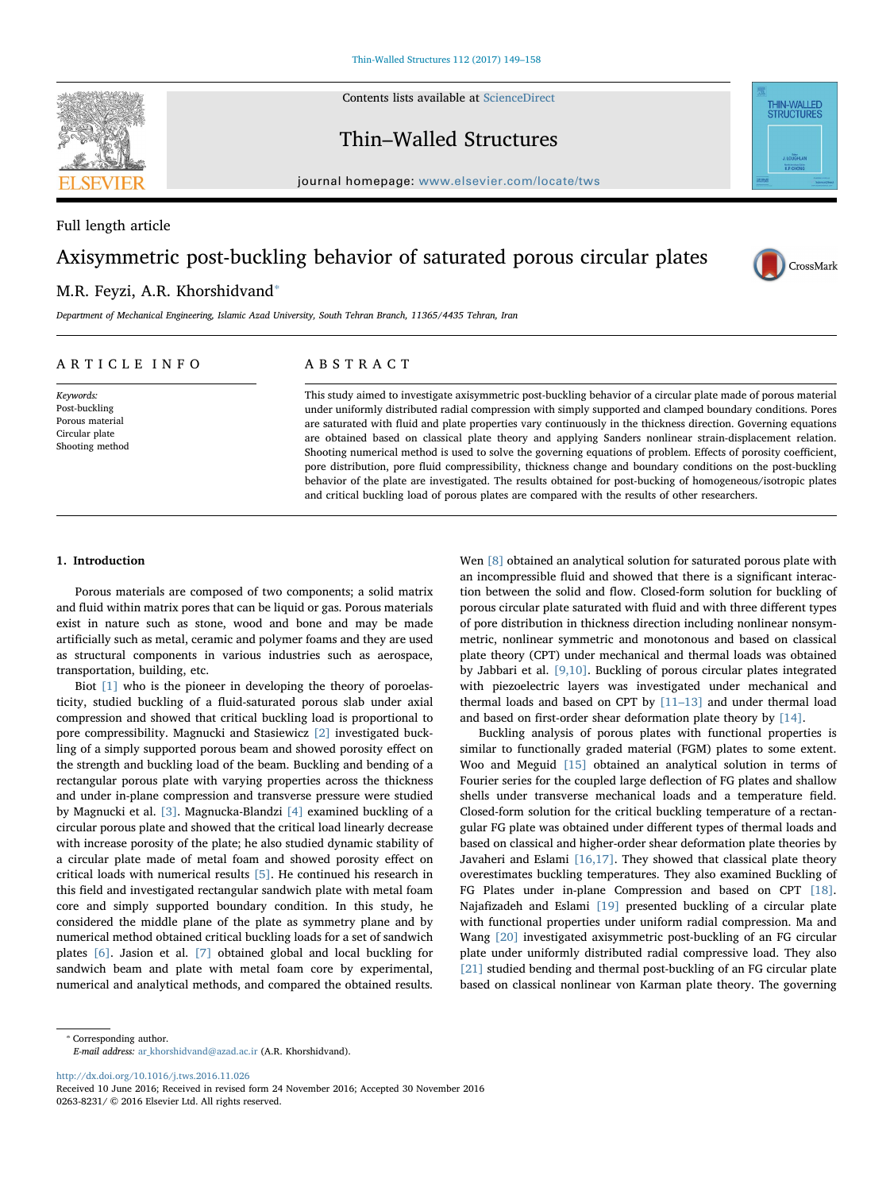Full length article

# Axisymmetric post-buckling behavior of saturated porous circular plates

M.R. Feyzi, A.R. Khorshidvand*

*Department of Mechanical Engineering, Islamic Azad University, South Tehran Branch, 11365/4435 Tehran, Iran*

## ARTICLE INFO

*Keywords:*
Post-buckling
Porous material
Circular plate
Shooting method

## ABSTRACT

This study aimed to investigate axisymmetric post-buckling behavior of a circular plate made of porous material under uniformly distributed radial compression with simply supported and clamped boundary conditions. Pores are saturated with fluid and plate properties vary continuously in the thickness direction. Governing equations are obtained based on classical plate theory and applying Sanders nonlinear strain-displacement relation. Shooting numerical method is used to solve the governing equations of problem. Effects of porosity coefficient, pore distribution, pore fluid compressibility, thickness change and boundary conditions on the post-buckling behavior of the plate are investigated. The results obtained for post-bucking of homogeneous/isotropic plates and critical buckling load of porous plates are compared with the results of other researchers.

## 1. Introduction

Porous materials are composed of two components; a solid matrix and fluid within matrix pores that can be liquid or gas. Porous materials exist in nature such as stone, wood and bone and may be made artificially such as metal, ceramic and polymer foams and they are used as structural components in various industries such as aerospace, transportation, building, etc.

Biot [1] who is the pioneer in developing the theory of poroelasticity, studied buckling of a fluid-saturated porous slab under axial compression and showed that critical buckling load is proportional to pore compressibility. Magnucki and Stasiewicz [2] investigated buckling of a simply supported porous beam and showed porosity effect on the strength and buckling load of the beam. Buckling and bending of a rectangular porous plate with varying properties across the thickness and under in-plane compression and transverse pressure were studied by Magnucki et al. [3]. Magnucka-Blandzi [4] examined buckling of a circular porous plate and showed that the critical load linearly decrease with increase porosity of the plate; he also studied dynamic stability of a circular plate made of metal foam and showed porosity effect on critical loads with numerical results [5]. He continued his research in this field and investigated rectangular sandwich plate with metal foam core and simply supported boundary condition. In this study, he considered the middle plane of the plate as symmetry plane and by numerical method obtained critical buckling loads for a set of sandwich plates [6]. Jasion et al. [7] obtained global and local buckling for sandwich beam and plate with metal foam core by experimental, numerical and analytical methods, and compared the obtained results. Wen [8] obtained an analytical solution for saturated porous plate with an incompressible fluid and showed that there is a significant interaction between the solid and flow. Closed-form solution for buckling of porous circular plate saturated with fluid and with three different types of pore distribution in thickness direction including nonlinear nonsymmetric, nonlinear symmetric and monotonous and based on classical plate theory (CPT) under mechanical and thermal loads was obtained by Jabbari et al. [9,10]. Buckling of porous circular plates integrated with piezoelectric layers was investigated under mechanical and thermal loads and based on CPT by [11–13] and under thermal load and based on first-order shear deformation plate theory by [14].

Buckling analysis of porous plates with functional properties is similar to functionally graded material (FGM) plates to some extent. Woo and Meguid [15] obtained an analytical solution in terms of Fourier series for the coupled large deflection of FG plates and shallow shells under transverse mechanical loads and a temperature field. Closed-form solution for the critical buckling temperature of a rectangular FG plate was obtained under different types of thermal loads and based on classical and higher-order shear deformation plate theories by Javaheri and Eslami [16,17]. They showed that classical plate theory overestimates buckling temperatures. They also examined Buckling of FG Plates under in-plane Compression and based on CPT [18]. Najafizadeh and Eslami [19] presented buckling of a circular plate with functional properties under uniform radial compression. Ma and Wang [20] investigated axisymmetric post-buckling of an FG circular plate under uniformly distributed radial compressive load. They also [21] studied bending and thermal post-buckling of an FG circular plate based on classical nonlinear von Karman plate theory. The governing

* Corresponding author.
*E-mail address:* ar_khorshidvand@azad.ac.ir (A.R. Khorshidvand).

http://dx.doi.org/10.1016/j.tws.2016.11.026
Received 10 June 2016; Received in revised form 24 November 2016; Accepted 30 November 2016
0263-8231/ © 2016 Elsevier Ltd. All rights reserved.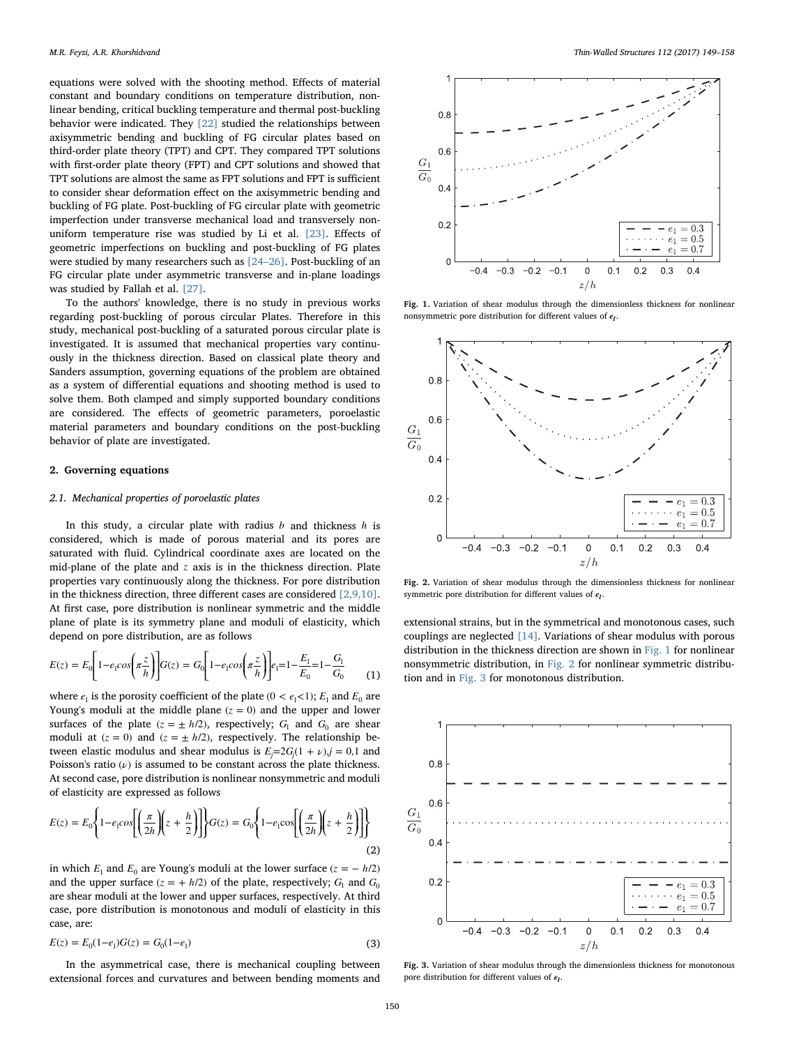equations were solved with the shooting method. Effects of material constant and boundary conditions on temperature distribution, nonlinear bending, critical buckling temperature and thermal post-buckling behavior were indicated. They [22] studied the relationships between axisymmetric bending and buckling of FG circular plates based on third-order plate theory (TPT) and CPT. They compared TPT solutions with first-order plate theory (FPT) and CPT solutions and showed that TPT solutions are almost the same as FPT solutions and FPT is sufficient to consider shear deformation effect on the axisymmetric bending and buckling of FG plate. Post-buckling of FG circular plate with geometric imperfection under transverse mechanical load and transversely non-uniform temperature rise was studied by Li et al. [23]. Effects of geometric imperfections on buckling and post-buckling of FG plates were studied by many researchers such as [24–26]. Post-buckling of an FG circular plate under asymmetric transverse and in-plane loadings was studied by Fallah et al. [27].

To the authors' knowledge, there is no study in previous works regarding post-buckling of porous circular Plates. Therefore in this study, mechanical post-buckling of a saturated porous circular plate is investigated. It is assumed that mechanical properties vary continuously in the thickness direction. Based on classical plate theory and Sanders assumption, governing equations of the problem are obtained as a system of differential equations and shooting method is used to solve them. Both clamped and simply supported boundary conditions are considered. The effects of geometric parameters, poroelastic material parameters and boundary conditions on the post-buckling behavior of plate are investigated.

## 2. Governing equations

### 2.1. Mechanical properties of poroelastic plates

In this study, a circular plate with radius $b$ and thickness $h$ is considered, which is made of porous material and its pores are saturated with fluid. Cylindrical coordinate axes are located on the mid-plane of the plate and $z$ axis is in the thickness direction. Plate properties vary continuously along the thickness. For pore distribution in the thickness direction, three different cases are considered [2,9,10]. At first case, pore distribution is nonlinear symmetric and the middle plane of plate is its symmetry plane and moduli of elasticity, which depend on pore distribution, are as follows

$$E(z) = E_0\left[1-e_1 cos\left(\pi\frac{z}{h}\right)\right] G(z) = G_0\left[1-e_1 cos\left(\pi\frac{z}{h}\right)\right] e_1=1-\frac{E_1}{E_0}=1-\frac{G_1}{G_0} \quad (1)$$

where $e_1$ is the porosity coefficient of the plate ($0 < e_1 < 1$); $E_1$ and $E_0$ are Young's moduli at the middle plane ($z = 0$) and the upper and lower surfaces of the plate ($z = \pm h/2$), respectively; $G_1$ and $G_0$ are shear moduli at ($z = 0$) and ($z = \pm h/2$), respectively. The relationship between elastic modulus and shear modulus is $E_j=2G_j(1+\nu), j=0,1$ and Poisson's ratio ($\nu$) is assumed to be constant across the plate thickness. At second case, pore distribution is nonlinear nonsymmetric and moduli of elasticity are expressed as follows

$$E(z) = E_0\left\{1-e_1 cos\left[\left(\frac{\pi}{2h}\right)\left(z+\frac{h}{2}\right)\right]\right\} G(z) = G_0\left\{1-e_1 cos\left[\left(\frac{\pi}{2h}\right)\left(z+\frac{h}{2}\right)\right]\right\} \quad (2)$$

in which $E_1$ and $E_0$ are Young's moduli at the lower surface ($z = -h/2$) and the upper surface ($z = +h/2$) of the plate, respectively; $G_1$ and $G_0$ are shear moduli at the lower and upper surfaces, respectively. At third case, pore distribution is monotonous and moduli of elasticity in this case, are:

$$E(z) = E_0(1-e_1) G(z) = G_0(1-e_1) \quad (3)$$

In the asymmetrical case, there is mechanical coupling between extensional forces and curvatures and between bending moments and extensional strains, but in the symmetrical and monotonous cases, such couplings are neglected [14]. Variations of shear modulus with porous distribution in the thickness direction are shown in Fig. 1 for nonlinear nonsymmetric distribution, in Fig. 2 for nonlinear symmetric distribution and in Fig. 3 for monotonous distribution.

**Fig. 1.** Variation of shear modulus through the dimensionless thickness for nonlinear nonsymmetric pore distribution for different values of $e_1$.

**Fig. 2.** Variation of shear modulus through the dimensionless thickness for nonlinear symmetric pore distribution for different values of $e_1$.

**Fig. 3.** Variation of shear modulus through the dimensionless thickness for monotonous pore distribution for different values of $e_1$.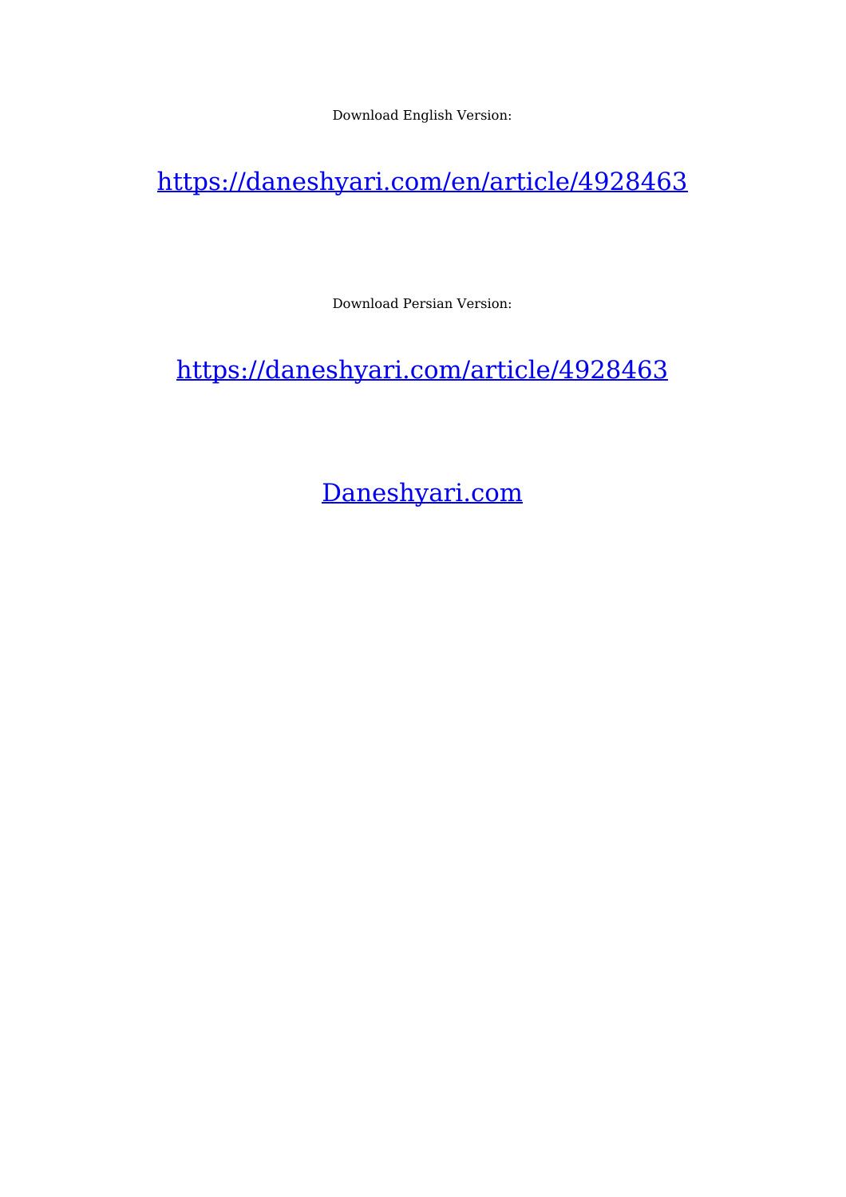Download English Version:

[https://daneshyari.com/en/article/4928463](https://daneshyari.com/en/article/4928463)

Download Persian Version:

[https://daneshyari.com/article/4928463](https://daneshyari.com/article/4928463)

[Daneshyari.com](https://daneshyari.com)